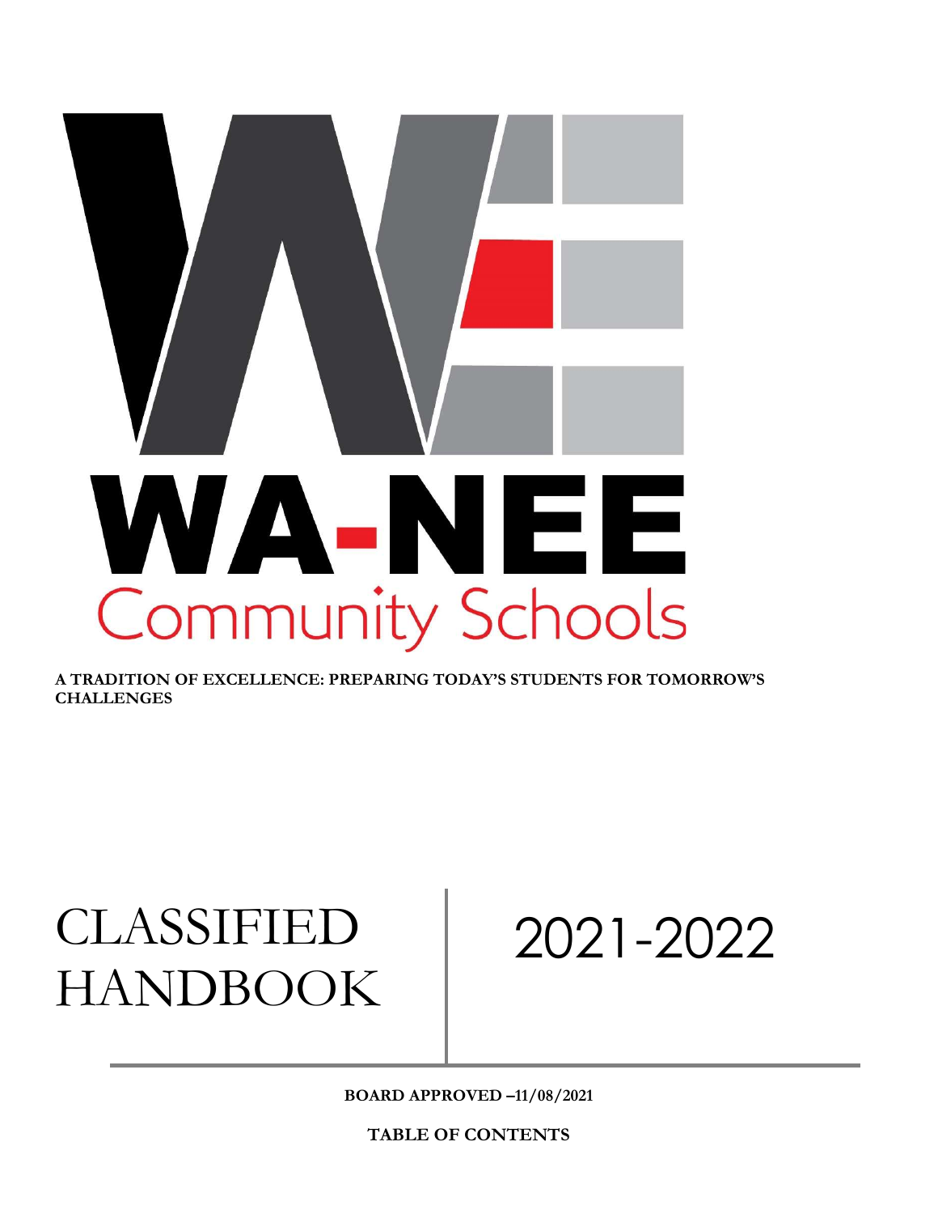# WA-NEE Community Schools

**A TRADITION OF EXCELLENCE: PREPARING TODAY'S STUDENTS FOR TOMORROW'S CHALLENGES**

# CLASSIFIED HANDBOOK

# 2021-2022

**BOARD APPROVED –11/08/2021**

**TABLE OF CONTENTS**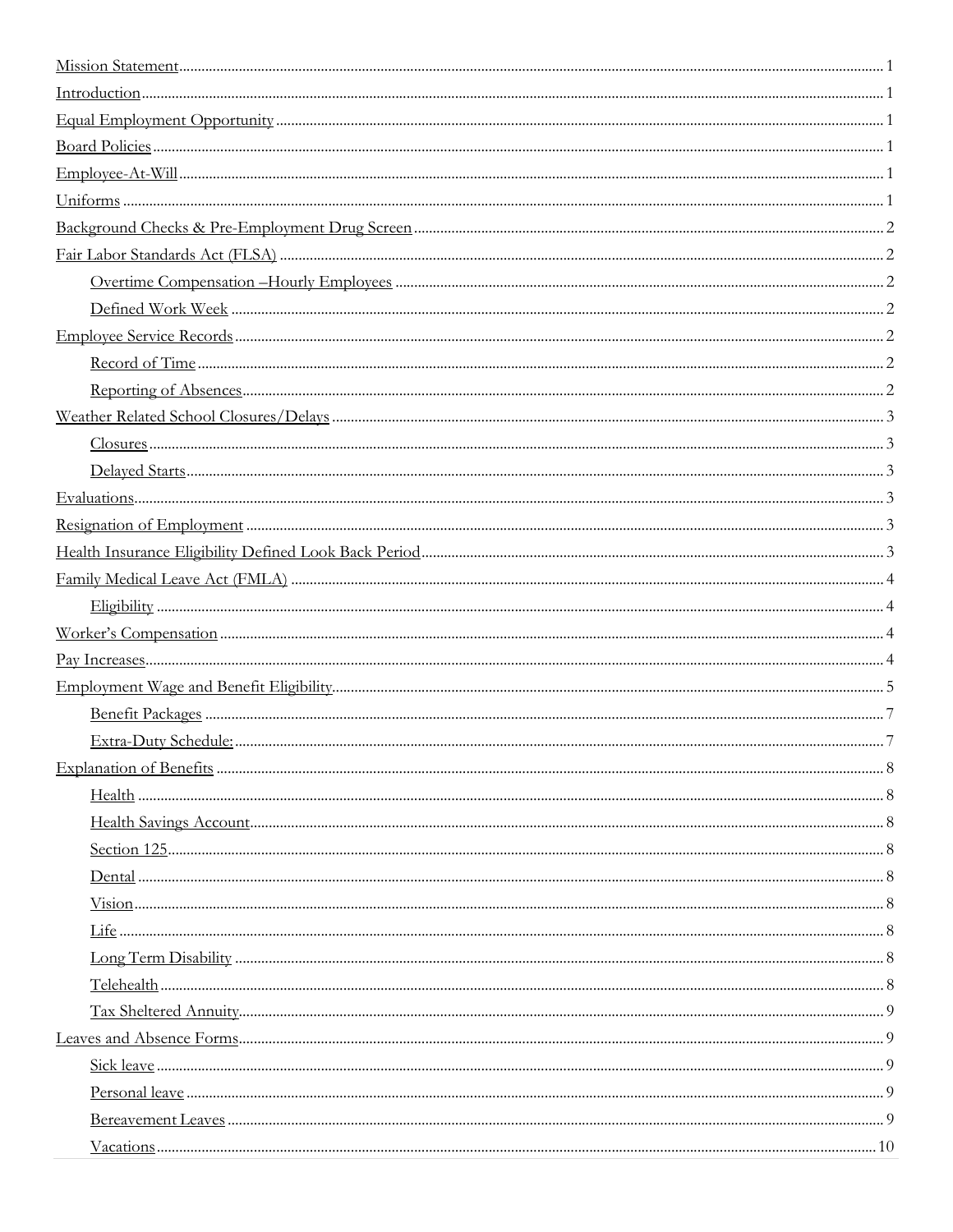[Mission Statement](#) ........................................................................................................................................................ 1

[Introduction](#) ................................................................................................................................................................ 1

[Equal Employment Opportunity](#) ................................................................................................................................ 1

[Board Policies](#) ............................................................................................................................................................ 1

[Employee-At-Will](#) ........................................................................................................................................................ 1

[Uniforms](#) ..................................................................................................................................................................... 1

[Background Checks & Pre-Employment Drug Screen](#) ............................................................................................ 2

[Fair Labor Standards Act (FLSA)](#) ............................................................................................................................... 2

- [Overtime Compensation –Hourly Employees](#) ....................................................................................................... 2
- [Defined Work Week](#) ................................................................................................................................................ 2

[Employee Service Records](#) .......................................................................................................................................... 2

- [Record of Time](#) ........................................................................................................................................................ 2
- [Reporting of Absences](#) ............................................................................................................................................ 2

[Weather Related School Closures/Delays](#) ................................................................................................................. 3

- [Closures](#) .................................................................................................................................................................... 3
- [Delayed Starts](#) .......................................................................................................................................................... 3

[Evaluations](#) .................................................................................................................................................................. 3

[Resignation of Employment](#) ........................................................................................................................................ 3

[Health Insurance Eligibility Defined Look Back Period](#) ........................................................................................... 3

[Family Medical Leave Act (FMLA)](#) ............................................................................................................................ 4

- [Eligibility](#) .................................................................................................................................................................. 4

[Worker's Compensation](#) ............................................................................................................................................. 4

[Pay Increases](#) ............................................................................................................................................................... 4

[Employment Wage and Benefit Eligibility](#) ................................................................................................................ 5

- [Benefit Packages](#) ...................................................................................................................................................... 7
- [Extra-Duty Schedule:](#) ................................................................................................................................................ 7

[Explanation of Benefits](#) ............................................................................................................................................... 8

- [Health](#) ....................................................................................................................................................................... 8
- [Health Savings Account](#) ........................................................................................................................................... 8
- [Section 125](#) ............................................................................................................................................................... 8
- [Dental](#) ....................................................................................................................................................................... 8
- [Vision](#) ........................................................................................................................................................................ 8
- [Life](#) ............................................................................................................................................................................ 8
- [Long Term Disability](#) ............................................................................................................................................... 8
- [Telehealth](#) ................................................................................................................................................................. 8
- [Tax Sheltered Annuity](#) ............................................................................................................................................. 9

[Leaves and Absence Forms](#) ......................................................................................................................................... 9

- [Sick leave](#) .................................................................................................................................................................. 9
- [Personal leave](#) .......................................................................................................................................................... 9
- [Bereavement Leaves](#) ................................................................................................................................................ 9
- [Vacations](#) ................................................................................................................................................................. 10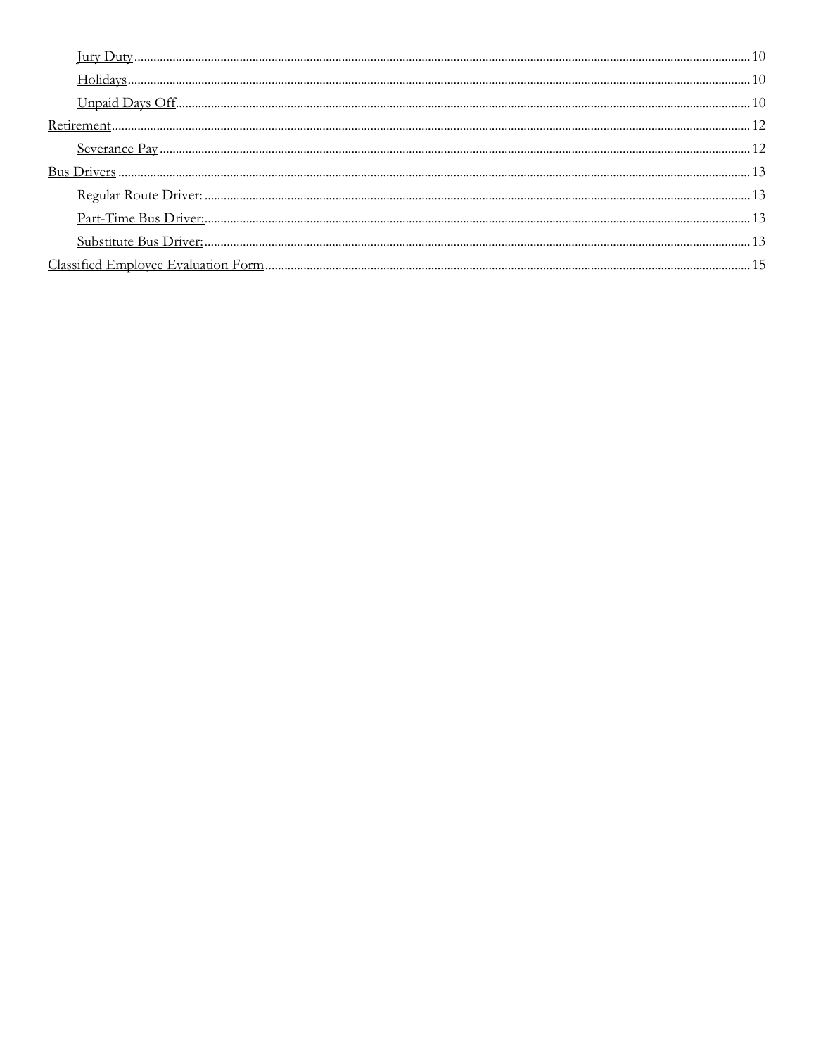- Jury Duty ........ 10
- Holidays ........ 10
- Unpaid Days Off ........ 10

Retirement ........ 12

- Severance Pay ........ 12

Bus Drivers ........ 13

- Regular Route Driver: ........ 13
- Part-Time Bus Driver: ........ 13
- Substitute Bus Driver: ........ 13

Classified Employee Evaluation Form ........ 15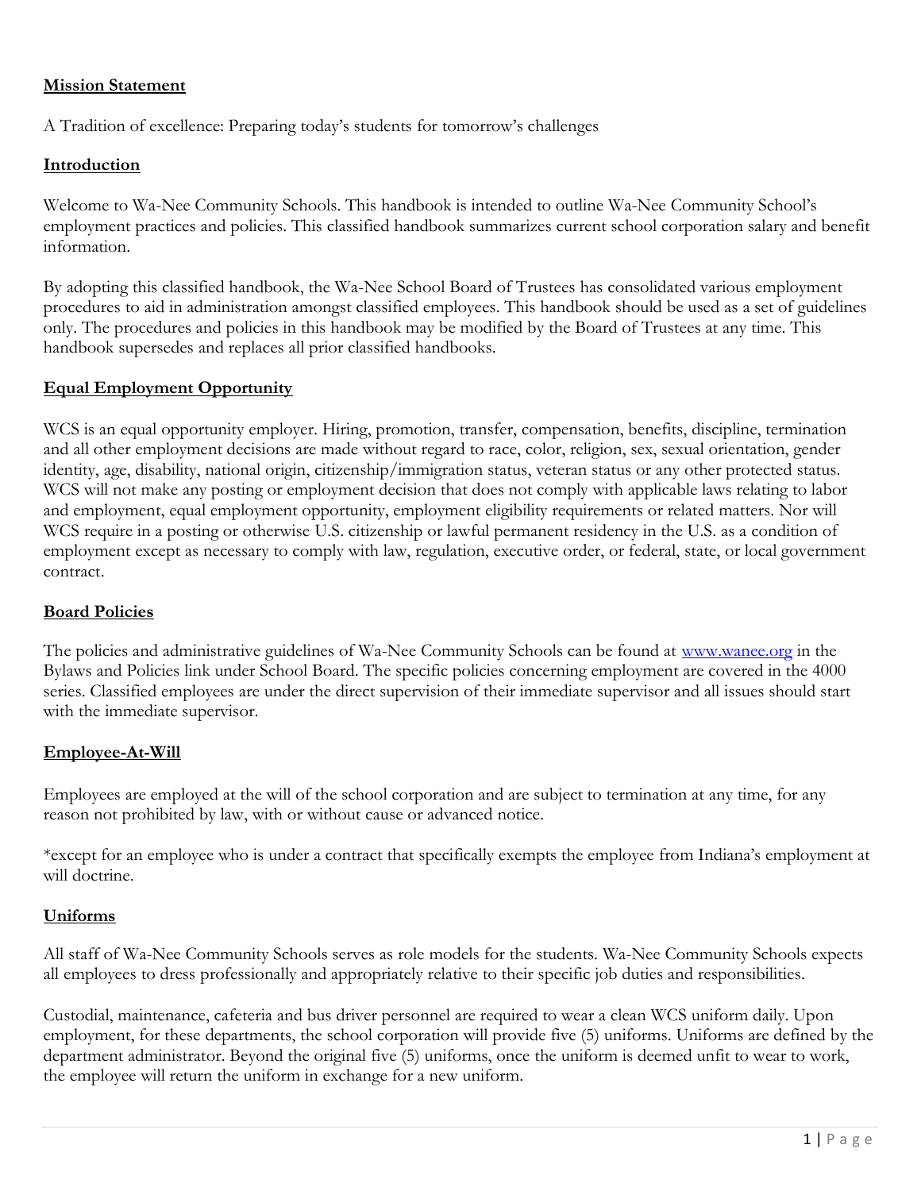## Mission Statement

A Tradition of excellence: Preparing today's students for tomorrow's challenges

## Introduction

Welcome to Wa-Nee Community Schools. This handbook is intended to outline Wa-Nee Community School's employment practices and policies. This classified handbook summarizes current school corporation salary and benefit information.

By adopting this classified handbook, the Wa-Nee School Board of Trustees has consolidated various employment procedures to aid in administration amongst classified employees. This handbook should be used as a set of guidelines only. The procedures and policies in this handbook may be modified by the Board of Trustees at any time. This handbook supersedes and replaces all prior classified handbooks.

## Equal Employment Opportunity

WCS is an equal opportunity employer. Hiring, promotion, transfer, compensation, benefits, discipline, termination and all other employment decisions are made without regard to race, color, religion, sex, sexual orientation, gender identity, age, disability, national origin, citizenship/immigration status, veteran status or any other protected status. WCS will not make any posting or employment decision that does not comply with applicable laws relating to labor and employment, equal employment opportunity, employment eligibility requirements or related matters. Nor will WCS require in a posting or otherwise U.S. citizenship or lawful permanent residency in the U.S. as a condition of employment except as necessary to comply with law, regulation, executive order, or federal, state, or local government contract.

## Board Policies

The policies and administrative guidelines of Wa-Nee Community Schools can be found at [www.wanee.org](http://www.wanee.org) in the Bylaws and Policies link under School Board. The specific policies concerning employment are covered in the 4000 series. Classified employees are under the direct supervision of their immediate supervisor and all issues should start with the immediate supervisor.

## Employee-At-Will

Employees are employed at the will of the school corporation and are subject to termination at any time, for any reason not prohibited by law, with or without cause or advanced notice.

*except for an employee who is under a contract that specifically exempts the employee from Indiana's employment at will doctrine.

## Uniforms

All staff of Wa-Nee Community Schools serves as role models for the students. Wa-Nee Community Schools expects all employees to dress professionally and appropriately relative to their specific job duties and responsibilities.

Custodial, maintenance, cafeteria and bus driver personnel are required to wear a clean WCS uniform daily. Upon employment, for these departments, the school corporation will provide five (5) uniforms. Uniforms are defined by the department administrator. Beyond the original five (5) uniforms, once the uniform is deemed unfit to wear to work, the employee will return the uniform in exchange for a new uniform.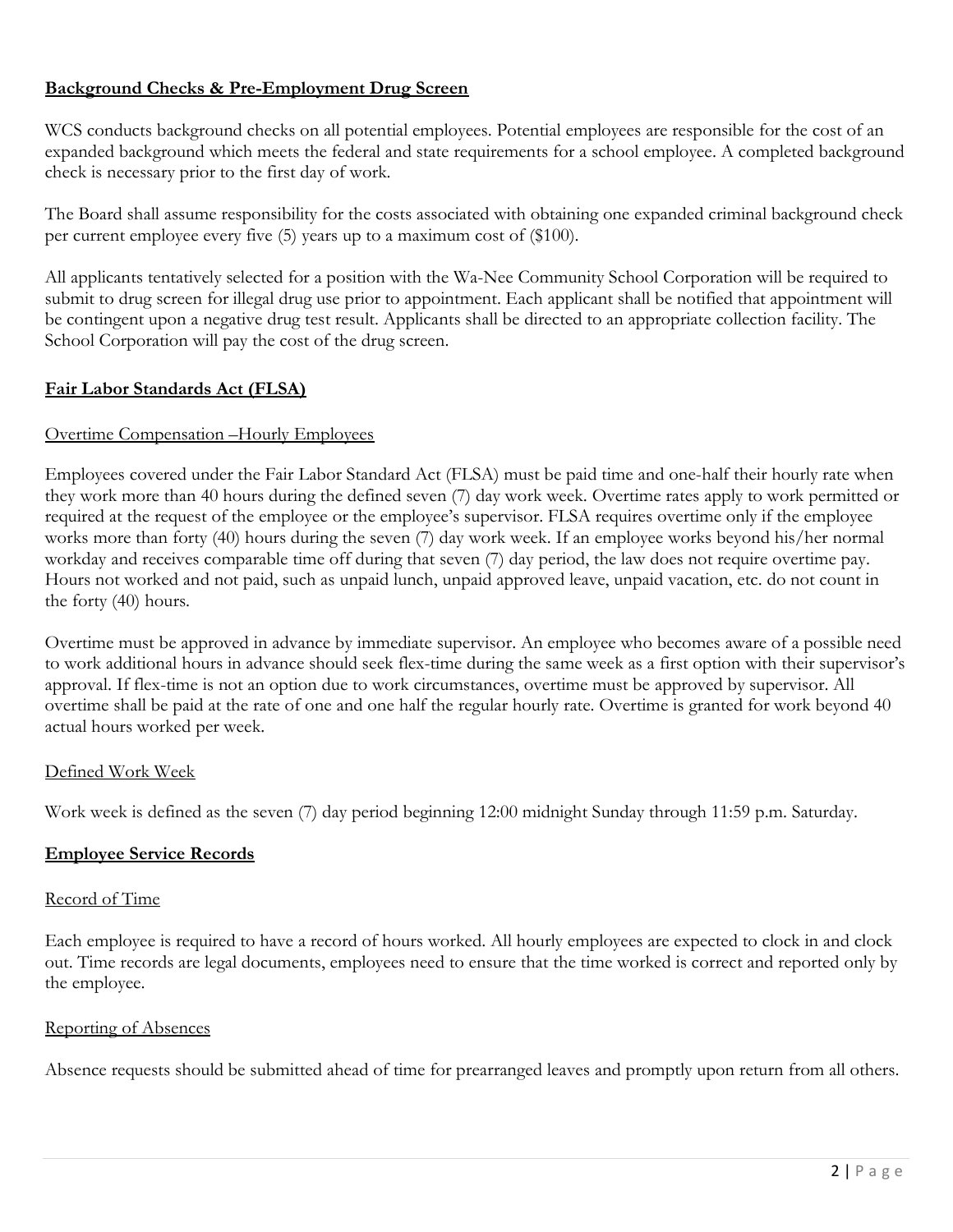**Background Checks & Pre-Employment Drug Screen**

WCS conducts background checks on all potential employees. Potential employees are responsible for the cost of an expanded background which meets the federal and state requirements for a school employee. A completed background check is necessary prior to the first day of work.

The Board shall assume responsibility for the costs associated with obtaining one expanded criminal background check per current employee every five (5) years up to a maximum cost of ($100).

All applicants tentatively selected for a position with the Wa-Nee Community School Corporation will be required to submit to drug screen for illegal drug use prior to appointment. Each applicant shall be notified that appointment will be contingent upon a negative drug test result. Applicants shall be directed to an appropriate collection facility. The School Corporation will pay the cost of the drug screen.

**Fair Labor Standards Act (FLSA)**

Overtime Compensation –Hourly Employees

Employees covered under the Fair Labor Standard Act (FLSA) must be paid time and one-half their hourly rate when they work more than 40 hours during the defined seven (7) day work week. Overtime rates apply to work permitted or required at the request of the employee or the employee's supervisor. FLSA requires overtime only if the employee works more than forty (40) hours during the seven (7) day work week. If an employee works beyond his/her normal workday and receives comparable time off during that seven (7) day period, the law does not require overtime pay. Hours not worked and not paid, such as unpaid lunch, unpaid approved leave, unpaid vacation, etc. do not count in the forty (40) hours.

Overtime must be approved in advance by immediate supervisor. An employee who becomes aware of a possible need to work additional hours in advance should seek flex-time during the same week as a first option with their supervisor's approval. If flex-time is not an option due to work circumstances, overtime must be approved by supervisor. All overtime shall be paid at the rate of one and one half the regular hourly rate. Overtime is granted for work beyond 40 actual hours worked per week.

Defined Work Week

Work week is defined as the seven (7) day period beginning 12:00 midnight Sunday through 11:59 p.m. Saturday.

**Employee Service Records**

Record of Time

Each employee is required to have a record of hours worked. All hourly employees are expected to clock in and clock out. Time records are legal documents, employees need to ensure that the time worked is correct and reported only by the employee.

Reporting of Absences

Absence requests should be submitted ahead of time for prearranged leaves and promptly upon return from all others.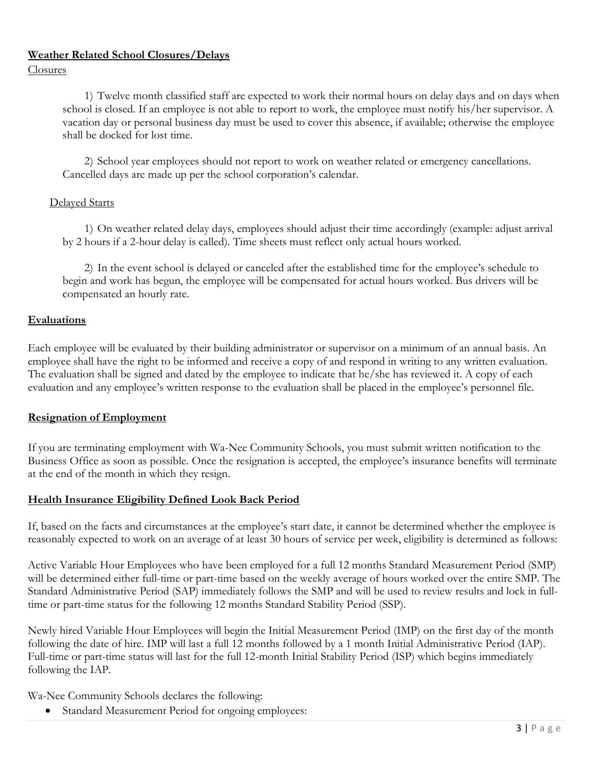**Weather Related School Closures/Delays**

Closures

1) Twelve month classified staff are expected to work their normal hours on delay days and on days when school is closed. If an employee is not able to report to work, the employee must notify his/her supervisor. A vacation day or personal business day must be used to cover this absence, if available; otherwise the employee shall be docked for lost time.

2) School year employees should not report to work on weather related or emergency cancellations. Cancelled days are made up per the school corporation's calendar.

Delayed Starts

1) On weather related delay days, employees should adjust their time accordingly (example: adjust arrival by 2 hours if a 2-hour delay is called). Time sheets must reflect only actual hours worked.

2) In the event school is delayed or canceled after the established time for the employee's schedule to begin and work has begun, the employee will be compensated for actual hours worked. Bus drivers will be compensated an hourly rate.

**Evaluations**

Each employee will be evaluated by their building administrator or supervisor on a minimum of an annual basis. An employee shall have the right to be informed and receive a copy of and respond in writing to any written evaluation. The evaluation shall be signed and dated by the employee to indicate that he/she has reviewed it. A copy of each evaluation and any employee's written response to the evaluation shall be placed in the employee's personnel file.

**Resignation of Employment**

If you are terminating employment with Wa-Nee Community Schools, you must submit written notification to the Business Office as soon as possible. Once the resignation is accepted, the employee's insurance benefits will terminate at the end of the month in which they resign.

**Health Insurance Eligibility Defined Look Back Period**

If, based on the facts and circumstances at the employee's start date, it cannot be determined whether the employee is reasonably expected to work on an average of at least 30 hours of service per week, eligibility is determined as follows:

Active Variable Hour Employees who have been employed for a full 12 months Standard Measurement Period (SMP) will be determined either full-time or part-time based on the weekly average of hours worked over the entire SMP. The Standard Administrative Period (SAP) immediately follows the SMP and will be used to review results and lock in full-time or part-time status for the following 12 months Standard Stability Period (SSP).

Newly hired Variable Hour Employees will begin the Initial Measurement Period (IMP) on the first day of the month following the date of hire. IMP will last a full 12 months followed by a 1 month Initial Administrative Period (IAP). Full-time or part-time status will last for the full 12-month Initial Stability Period (ISP) which begins immediately following the IAP.

Wa-Nee Community Schools declares the following:

- Standard Measurement Period for ongoing employees: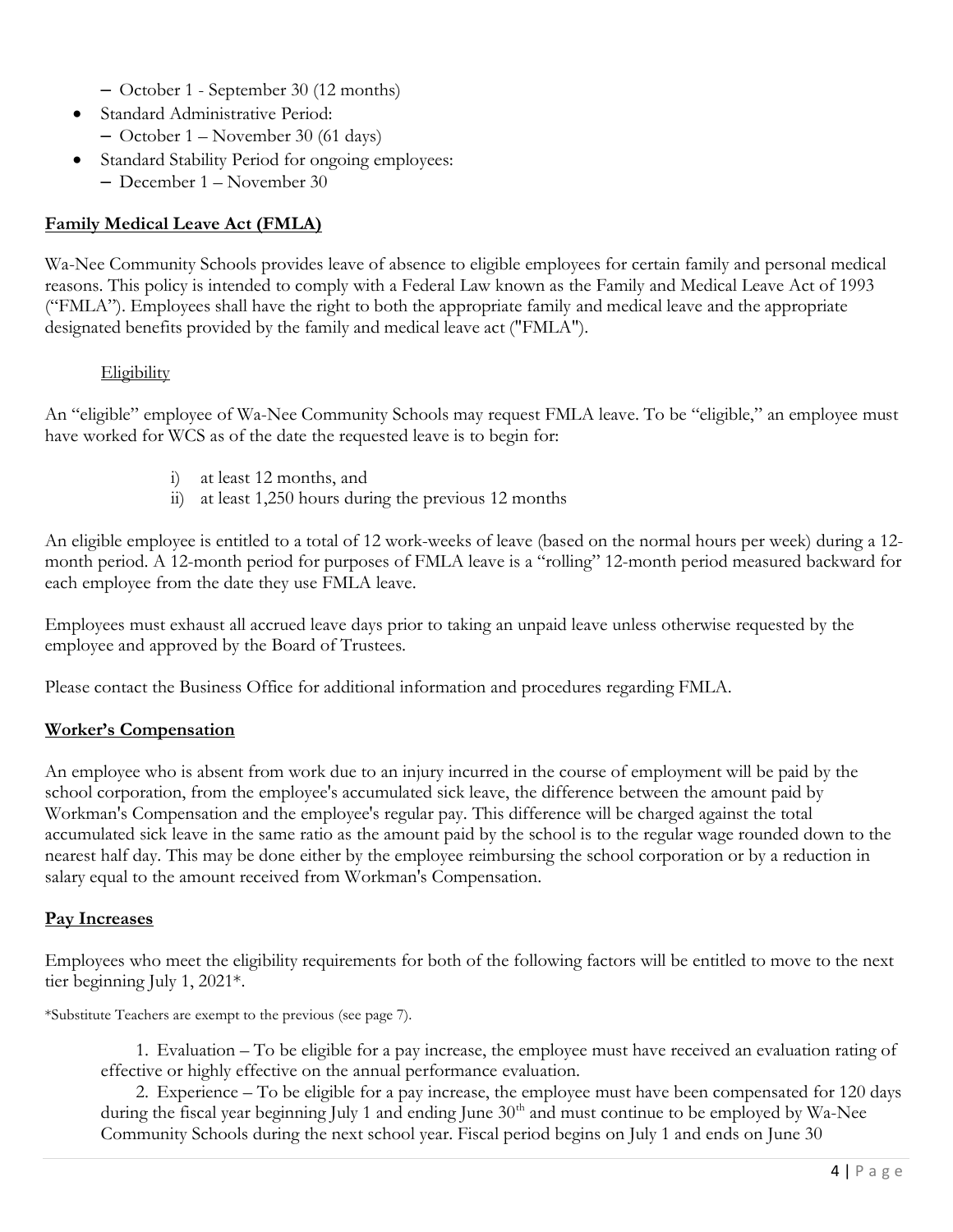- October 1 - September 30 (12 months)

- Standard Administrative Period:
  - October 1 – November 30 (61 days)
- Standard Stability Period for ongoing employees:
  - December 1 – November 30

## Family Medical Leave Act (FMLA)

Wa-Nee Community Schools provides leave of absence to eligible employees for certain family and personal medical reasons. This policy is intended to comply with a Federal Law known as the Family and Medical Leave Act of 1993 ("FMLA"). Employees shall have the right to both the appropriate family and medical leave and the appropriate designated benefits provided by the family and medical leave act ("FMLA").

### Eligibility

An "eligible" employee of Wa-Nee Community Schools may request FMLA leave. To be "eligible," an employee must have worked for WCS as of the date the requested leave is to begin for:

i) at least 12 months, and
ii) at least 1,250 hours during the previous 12 months

An eligible employee is entitled to a total of 12 work-weeks of leave (based on the normal hours per week) during a 12-month period. A 12-month period for purposes of FMLA leave is a "rolling" 12-month period measured backward for each employee from the date they use FMLA leave.

Employees must exhaust all accrued leave days prior to taking an unpaid leave unless otherwise requested by the employee and approved by the Board of Trustees.

Please contact the Business Office for additional information and procedures regarding FMLA.

## Worker's Compensation

An employee who is absent from work due to an injury incurred in the course of employment will be paid by the school corporation, from the employee's accumulated sick leave, the difference between the amount paid by Workman's Compensation and the employee's regular pay. This difference will be charged against the total accumulated sick leave in the same ratio as the amount paid by the school is to the regular wage rounded down to the nearest half day. This may be done either by the employee reimbursing the school corporation or by a reduction in salary equal to the amount received from Workman's Compensation.

## Pay Increases

Employees who meet the eligibility requirements for both of the following factors will be entitled to move to the next tier beginning July 1, 2021*.

*Substitute Teachers are exempt to the previous (see page 7).

1. Evaluation – To be eligible for a pay increase, the employee must have received an evaluation rating of effective or highly effective on the annual performance evaluation.
2. Experience – To be eligible for a pay increase, the employee must have been compensated for 120 days during the fiscal year beginning July 1 and ending June 30th and must continue to be employed by Wa-Nee Community Schools during the next school year. Fiscal period begins on July 1 and ends on June 30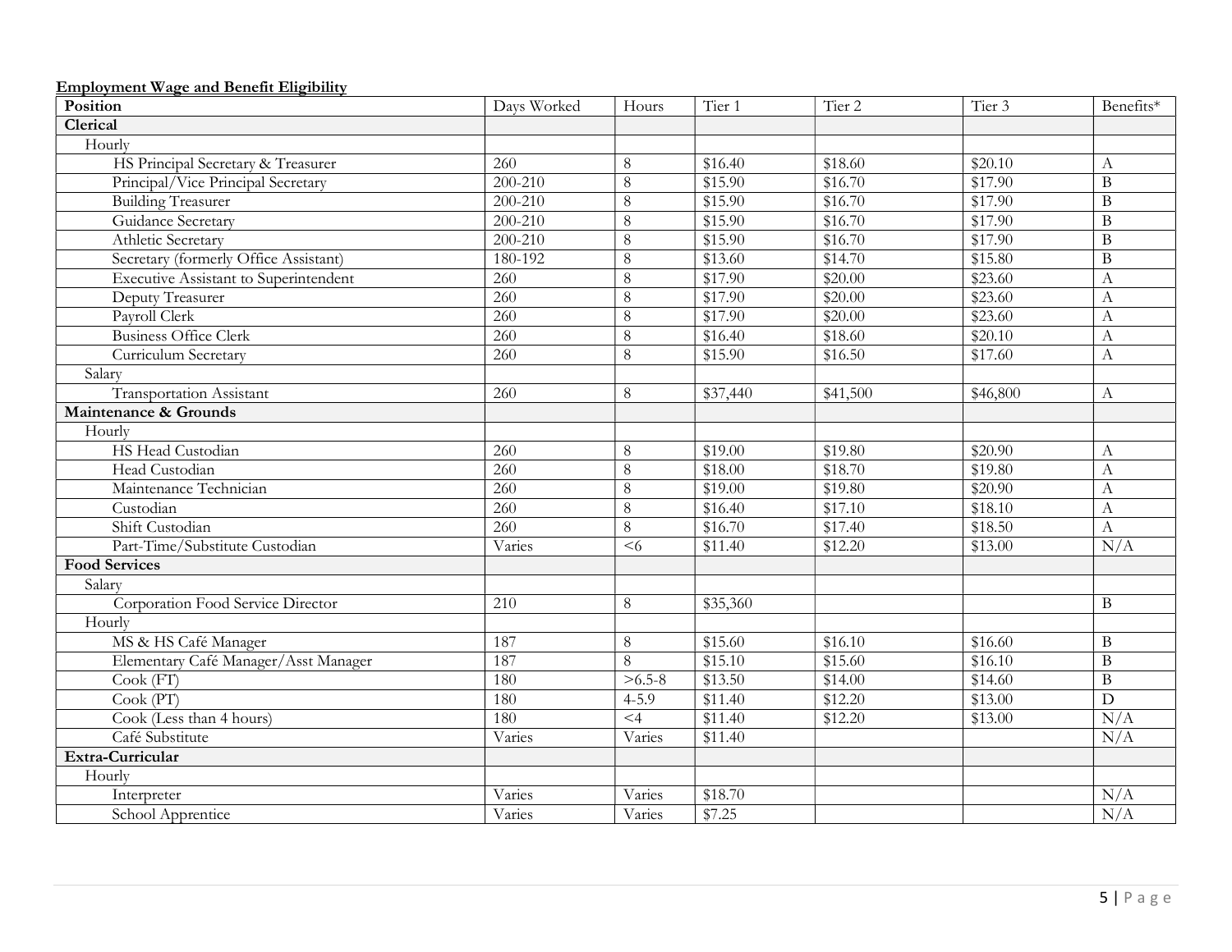**Employment Wage and Benefit Eligibility**

| Position | Days Worked | Hours | Tier 1 | Tier 2 | Tier 3 | Benefits* |
|---|---|---|---|---|---|---|
| **Clerical** | | | | | | |
| Hourly | | | | | | |
| HS Principal Secretary & Treasurer | 260 | 8 | $16.40 | $18.60 | $20.10 | A |
| Principal/Vice Principal Secretary | 200-210 | 8 | $15.90 | $16.70 | $17.90 | B |
| Building Treasurer | 200-210 | 8 | $15.90 | $16.70 | $17.90 | B |
| Guidance Secretary | 200-210 | 8 | $15.90 | $16.70 | $17.90 | B |
| Athletic Secretary | 200-210 | 8 | $15.90 | $16.70 | $17.90 | B |
| Secretary (formerly Office Assistant) | 180-192 | 8 | $13.60 | $14.70 | $15.80 | B |
| Executive Assistant to Superintendent | 260 | 8 | $17.90 | $20.00 | $23.60 | A |
| Deputy Treasurer | 260 | 8 | $17.90 | $20.00 | $23.60 | A |
| Payroll Clerk | 260 | 8 | $17.90 | $20.00 | $23.60 | A |
| Business Office Clerk | 260 | 8 | $16.40 | $18.60 | $20.10 | A |
| Curriculum Secretary | 260 | 8 | $15.90 | $16.50 | $17.60 | A |
| Salary | | | | | | |
| Transportation Assistant | 260 | 8 | $37,440 | $41,500 | $46,800 | A |
| **Maintenance & Grounds** | | | | | | |
| Hourly | | | | | | |
| HS Head Custodian | 260 | 8 | $19.00 | $19.80 | $20.90 | A |
| Head Custodian | 260 | 8 | $18.00 | $18.70 | $19.80 | A |
| Maintenance Technician | 260 | 8 | $19.00 | $19.80 | $20.90 | A |
| Custodian | 260 | 8 | $16.40 | $17.10 | $18.10 | A |
| Shift Custodian | 260 | 8 | $16.70 | $17.40 | $18.50 | A |
| Part-Time/Substitute Custodian | Varies | <6 | $11.40 | $12.20 | $13.00 | N/A |
| **Food Services** | | | | | | |
| Salary | | | | | | |
| Corporation Food Service Director | 210 | 8 | $35,360 | | | B |
| Hourly | | | | | | |
| MS & HS Café Manager | 187 | 8 | $15.60 | $16.10 | $16.60 | B |
| Elementary Café Manager/Asst Manager | 187 | 8 | $15.10 | $15.60 | $16.10 | B |
| Cook (FT) | 180 | >6.5-8 | $13.50 | $14.00 | $14.60 | B |
| Cook (PT) | 180 | 4-5.9 | $11.40 | $12.20 | $13.00 | D |
| Cook (Less than 4 hours) | 180 | <4 | $11.40 | $12.20 | $13.00 | N/A |
| Café Substitute | Varies | Varies | $11.40 | | | N/A |
| **Extra-Curricular** | | | | | | |
| Hourly | | | | | | |
| Interpreter | Varies | Varies | $18.70 | | | N/A |
| School Apprentice | Varies | Varies | $7.25 | | | N/A |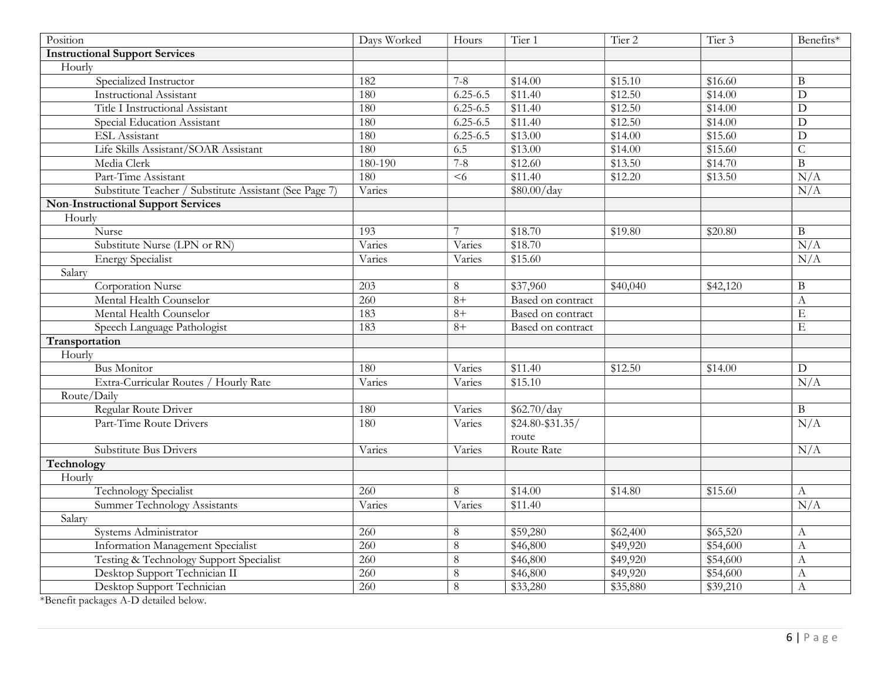| Position | Days Worked | Hours | Tier 1 | Tier 2 | Tier 3 | Benefits* |
|---|---|---|---|---|---|---|
| **Instructional Support Services** | | | | | | |
| Hourly | | | | | | |
| Specialized Instructor | 182 | 7-8 | $14.00 | $15.10 | $16.60 | B |
| Instructional Assistant | 180 | 6.25-6.5 | $11.40 | $12.50 | $14.00 | D |
| Title I Instructional Assistant | 180 | 6.25-6.5 | $11.40 | $12.50 | $14.00 | D |
| Special Education Assistant | 180 | 6.25-6.5 | $11.40 | $12.50 | $14.00 | D |
| ESL Assistant | 180 | 6.25-6.5 | $13.00 | $14.00 | $15.60 | D |
| Life Skills Assistant/SOAR Assistant | 180 | 6.5 | $13.00 | $14.00 | $15.60 | C |
| Media Clerk | 180-190 | 7-8 | $12.60 | $13.50 | $14.70 | B |
| Part-Time Assistant | 180 | <6 | $11.40 | $12.20 | $13.50 | N/A |
| Substitute Teacher / Substitute Assistant (See Page 7) | Varies | | $80.00/day | | | N/A |
| **Non-Instructional Support Services** | | | | | | |
| Hourly | | | | | | |
| Nurse | 193 | 7 | $18.70 | $19.80 | $20.80 | B |
| Substitute Nurse (LPN or RN) | Varies | Varies | $18.70 | | | N/A |
| Energy Specialist | Varies | Varies | $15.60 | | | N/A |
| Salary | | | | | | |
| Corporation Nurse | 203 | 8 | $37,960 | $40,040 | $42,120 | B |
| Mental Health Counselor | 260 | 8+ | Based on contract | | | A |
| Mental Health Counselor | 183 | 8+ | Based on contract | | | E |
| Speech Language Pathologist | 183 | 8+ | Based on contract | | | E |
| **Transportation** | | | | | | |
| Hourly | | | | | | |
| Bus Monitor | 180 | Varies | $11.40 | $12.50 | $14.00 | D |
| Extra-Curricular Routes / Hourly Rate | Varies | Varies | $15.10 | | | N/A |
| Route/Daily | | | | | | |
| Regular Route Driver | 180 | Varies | $62.70/day | | | B |
| Part-Time Route Drivers | 180 | Varies | $24.80-$31.35/ route | | | N/A |
| Substitute Bus Drivers | Varies | Varies | Route Rate | | | N/A |
| **Technology** | | | | | | |
| Hourly | | | | | | |
| Technology Specialist | 260 | 8 | $14.00 | $14.80 | $15.60 | A |
| Summer Technology Assistants | Varies | Varies | $11.40 | | | N/A |
| Salary | | | | | | |
| Systems Administrator | 260 | 8 | $59,280 | $62,400 | $65,520 | A |
| Information Management Specialist | 260 | 8 | $46,800 | $49,920 | $54,600 | A |
| Testing & Technology Support Specialist | 260 | 8 | $46,800 | $49,920 | $54,600 | A |
| Desktop Support Technician II | 260 | 8 | $46,800 | $49,920 | $54,600 | A |
| Desktop Support Technician | 260 | 8 | $33,280 | $35,880 | $39,210 | A |

*Benefit packages A-D detailed below.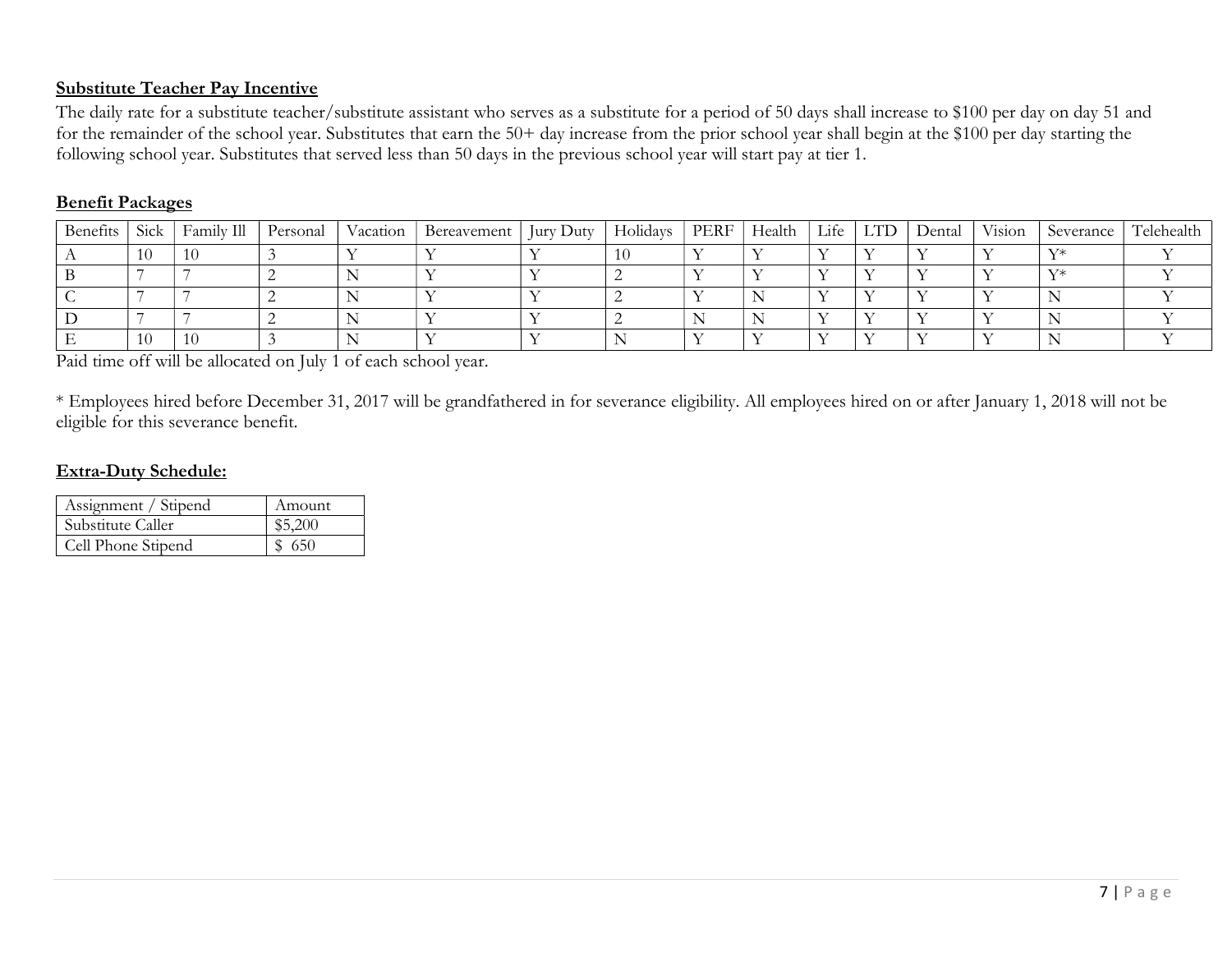**Substitute Teacher Pay Incentive**

The daily rate for a substitute teacher/substitute assistant who serves as a substitute for a period of 50 days shall increase to $100 per day on day 51 and for the remainder of the school year. Substitutes that earn the 50+ day increase from the prior school year shall begin at the $100 per day starting the following school year. Substitutes that served less than 50 days in the previous school year will start pay at tier 1.

**Benefit Packages**

| Benefits | Sick | Family Ill | Personal | Vacation | Bereavement | Jury Duty | Holidays | PERF | Health | Life | LTD | Dental | Vision | Severance | Telehealth |
|---|---|---|---|---|---|---|---|---|---|---|---|---|---|---|---|
| A | 10 | 10 | 3 | Y | Y | Y | 10 | Y | Y | Y | Y | Y | Y | Y* | Y |
| B | 7 | 7 | 2 | N | Y | Y | 2 | Y | Y | Y | Y | Y | Y | Y* | Y |
| C | 7 | 7 | 2 | N | Y | Y | 2 | Y | N | Y | Y | Y | Y | N | Y |
| D | 7 | 7 | 2 | N | Y | Y | 2 | N | N | Y | Y | Y | Y | N | Y |
| E | 10 | 10 | 3 | N | Y | Y | N | Y | Y | Y | Y | Y | Y | N | Y |

Paid time off will be allocated on July 1 of each school year.

* Employees hired before December 31, 2017 will be grandfathered in for severance eligibility. All employees hired on or after January 1, 2018 will not be eligible for this severance benefit.

**Extra-Duty Schedule:**

| Assignment / Stipend | Amount |
|---|---|
| Substitute Caller | $5,200 |
| Cell Phone Stipend | $ 650 |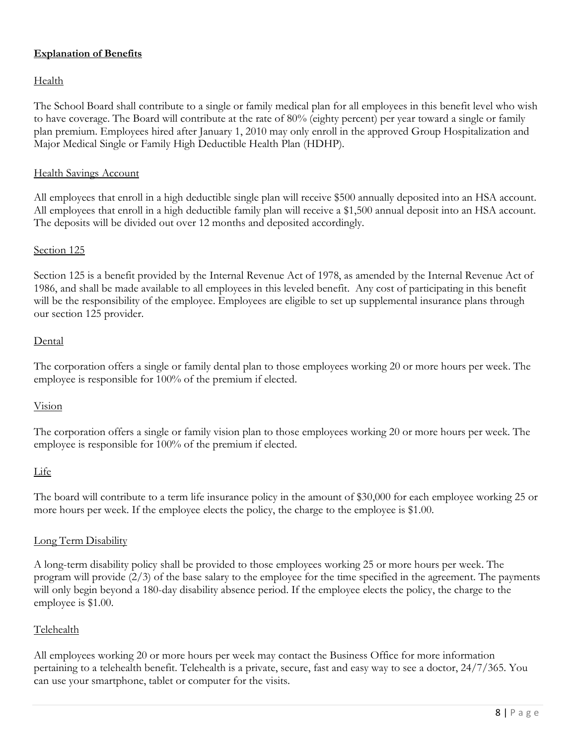## **Explanation of Benefits**

### Health

The School Board shall contribute to a single or family medical plan for all employees in this benefit level who wish to have coverage. The Board will contribute at the rate of 80% (eighty percent) per year toward a single or family plan premium. Employees hired after January 1, 2010 may only enroll in the approved Group Hospitalization and Major Medical Single or Family High Deductible Health Plan (HDHP).

### Health Savings Account

All employees that enroll in a high deductible single plan will receive $500 annually deposited into an HSA account. All employees that enroll in a high deductible family plan will receive a $1,500 annual deposit into an HSA account. The deposits will be divided out over 12 months and deposited accordingly.

### Section 125

Section 125 is a benefit provided by the Internal Revenue Act of 1978, as amended by the Internal Revenue Act of 1986, and shall be made available to all employees in this leveled benefit. Any cost of participating in this benefit will be the responsibility of the employee. Employees are eligible to set up supplemental insurance plans through our section 125 provider.

### Dental

The corporation offers a single or family dental plan to those employees working 20 or more hours per week. The employee is responsible for 100% of the premium if elected.

### Vision

The corporation offers a single or family vision plan to those employees working 20 or more hours per week. The employee is responsible for 100% of the premium if elected.

### Life

The board will contribute to a term life insurance policy in the amount of $30,000 for each employee working 25 or more hours per week. If the employee elects the policy, the charge to the employee is $1.00.

### Long Term Disability

A long-term disability policy shall be provided to those employees working 25 or more hours per week. The program will provide (2/3) of the base salary to the employee for the time specified in the agreement. The payments will only begin beyond a 180-day disability absence period. If the employee elects the policy, the charge to the employee is $1.00.

### Telehealth

All employees working 20 or more hours per week may contact the Business Office for more information pertaining to a telehealth benefit. Telehealth is a private, secure, fast and easy way to see a doctor, 24/7/365. You can use your smartphone, tablet or computer for the visits.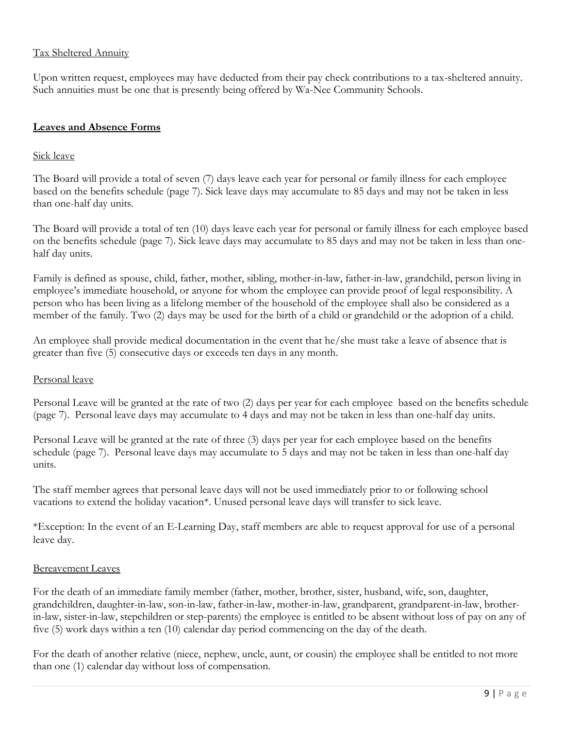Tax Sheltered Annuity

Upon written request, employees may have deducted from their pay check contributions to a tax-sheltered annuity. Such annuities must be one that is presently being offered by Wa-Nee Community Schools.

## Leaves and Absence Forms

Sick leave

The Board will provide a total of seven (7) days leave each year for personal or family illness for each employee based on the benefits schedule (page 7). Sick leave days may accumulate to 85 days and may not be taken in less than one-half day units.

The Board will provide a total of ten (10) days leave each year for personal or family illness for each employee based on the benefits schedule (page 7). Sick leave days may accumulate to 85 days and may not be taken in less than one-half day units.

Family is defined as spouse, child, father, mother, sibling, mother-in-law, father-in-law, grandchild, person living in employee's immediate household, or anyone for whom the employee can provide proof of legal responsibility. A person who has been living as a lifelong member of the household of the employee shall also be considered as a member of the family. Two (2) days may be used for the birth of a child or grandchild or the adoption of a child.

An employee shall provide medical documentation in the event that he/she must take a leave of absence that is greater than five (5) consecutive days or exceeds ten days in any month.

Personal leave

Personal Leave will be granted at the rate of two (2) days per year for each employee based on the benefits schedule (page 7). Personal leave days may accumulate to 4 days and may not be taken in less than one-half day units.

Personal Leave will be granted at the rate of three (3) days per year for each employee based on the benefits schedule (page 7). Personal leave days may accumulate to 5 days and may not be taken in less than one-half day units.

The staff member agrees that personal leave days will not be used immediately prior to or following school vacations to extend the holiday vacation*. Unused personal leave days will transfer to sick leave.

*Exception: In the event of an E-Learning Day, staff members are able to request approval for use of a personal leave day.

Bereavement Leaves

For the death of an immediate family member (father, mother, brother, sister, husband, wife, son, daughter, grandchildren, daughter-in-law, son-in-law, father-in-law, mother-in-law, grandparent, grandparent-in-law, brother-in-law, sister-in-law, stepchildren or step-parents) the employee is entitled to be absent without loss of pay on any of five (5) work days within a ten (10) calendar day period commencing on the day of the death.

For the death of another relative (niece, nephew, uncle, aunt, or cousin) the employee shall be entitled to not more than one (1) calendar day without loss of compensation.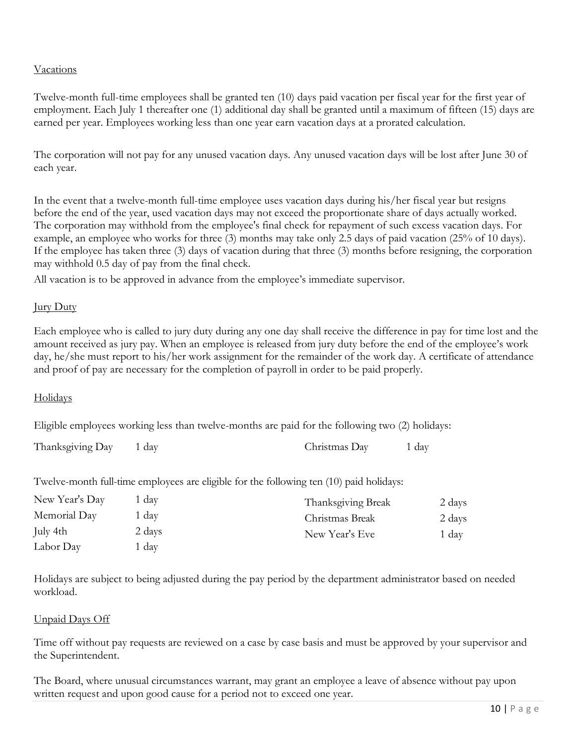## Vacations

Twelve-month full-time employees shall be granted ten (10) days paid vacation per fiscal year for the first year of employment. Each July 1 thereafter one (1) additional day shall be granted until a maximum of fifteen (15) days are earned per year. Employees working less than one year earn vacation days at a prorated calculation.

The corporation will not pay for any unused vacation days. Any unused vacation days will be lost after June 30 of each year.

In the event that a twelve-month full-time employee uses vacation days during his/her fiscal year but resigns before the end of the year, used vacation days may not exceed the proportionate share of days actually worked. The corporation may withhold from the employee's final check for repayment of such excess vacation days. For example, an employee who works for three (3) months may take only 2.5 days of paid vacation (25% of 10 days). If the employee has taken three (3) days of vacation during that three (3) months before resigning, the corporation may withhold 0.5 day of pay from the final check.

All vacation is to be approved in advance from the employee's immediate supervisor.

## Jury Duty

Each employee who is called to jury duty during any one day shall receive the difference in pay for time lost and the amount received as jury pay. When an employee is released from jury duty before the end of the employee's work day, he/she must report to his/her work assignment for the remainder of the work day. A certificate of attendance and proof of pay are necessary for the completion of payroll in order to be paid properly.

## Holidays

Eligible employees working less than twelve-months are paid for the following two (2) holidays:

| | | | |
|---|---|---|---|
| Thanksgiving Day | 1 day | Christmas Day | 1 day |

Twelve-month full-time employees are eligible for the following ten (10) paid holidays:

| | | | |
|---|---|---|---|
| New Year's Day | 1 day | Thanksgiving Break | 2 days |
| Memorial Day | 1 day | Christmas Break | 2 days |
| July 4th | 2 days | New Year's Eve | 1 day |
| Labor Day | 1 day | | |

Holidays are subject to being adjusted during the pay period by the department administrator based on needed workload.

## Unpaid Days Off

Time off without pay requests are reviewed on a case by case basis and must be approved by your supervisor and the Superintendent.

The Board, where unusual circumstances warrant, may grant an employee a leave of absence without pay upon written request and upon good cause for a period not to exceed one year.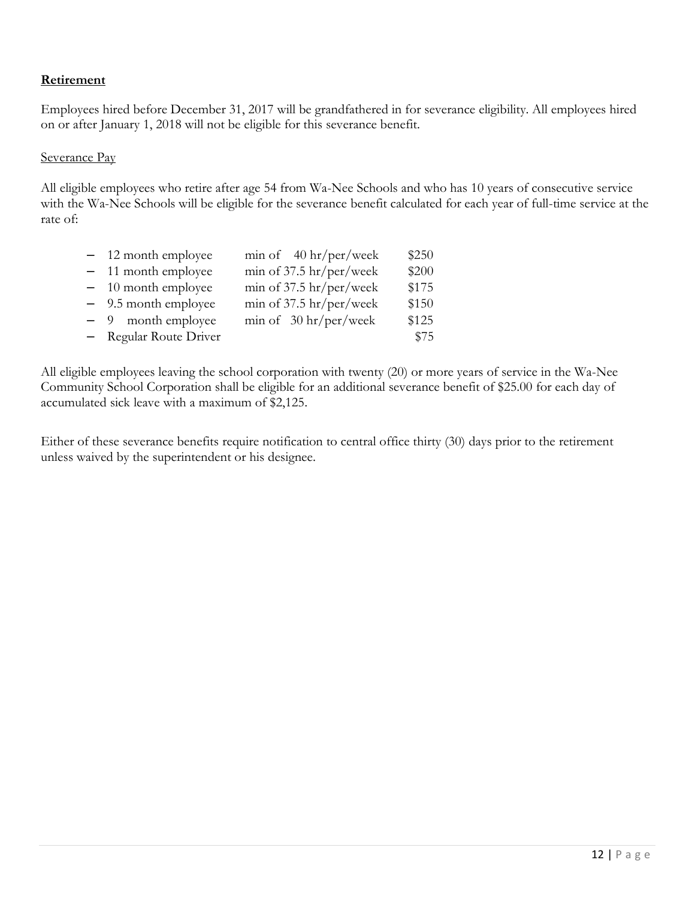**Retirement**

Employees hired before December 31, 2017 will be grandfathered in for severance eligibility. All employees hired on or after January 1, 2018 will not be eligible for this severance benefit.

Severance Pay

All eligible employees who retire after age 54 from Wa-Nee Schools and who has 10 years of consecutive service with the Wa-Nee Schools will be eligible for the severance benefit calculated for each year of full-time service at the rate of:

| | | |
|---|---|---|
| – 12 month employee | min of 40 hr/per/week | $250 |
| – 11 month employee | min of 37.5 hr/per/week | $200 |
| – 10 month employee | min of 37.5 hr/per/week | $175 |
| – 9.5 month employee | min of 37.5 hr/per/week | $150 |
| – 9 month employee | min of 30 hr/per/week | $125 |
| – Regular Route Driver | | $75 |

All eligible employees leaving the school corporation with twenty (20) or more years of service in the Wa-Nee Community School Corporation shall be eligible for an additional severance benefit of $25.00 for each day of accumulated sick leave with a maximum of $2,125.

Either of these severance benefits require notification to central office thirty (30) days prior to the retirement unless waived by the superintendent or his designee.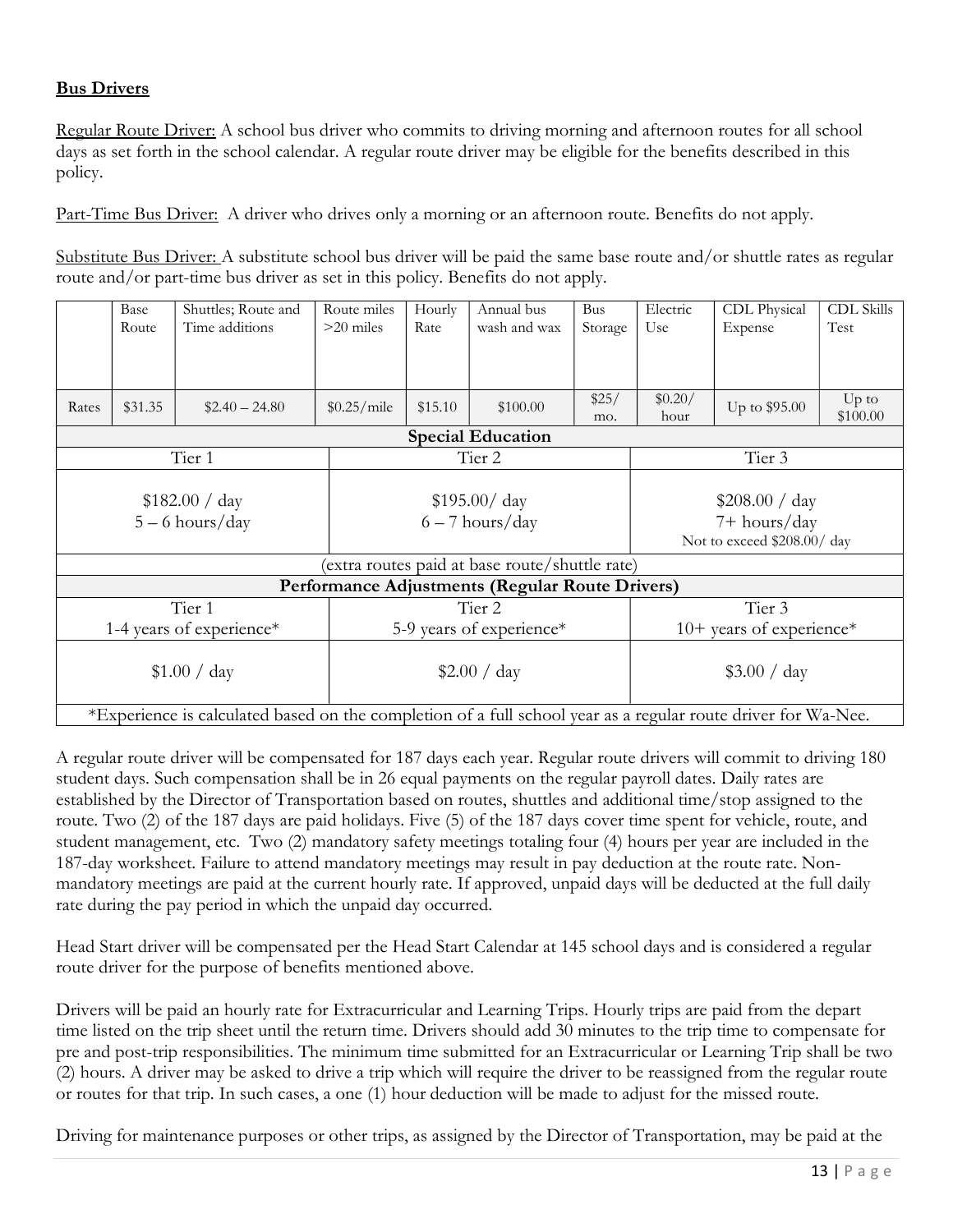**Bus Drivers**

Regular Route Driver: A school bus driver who commits to driving morning and afternoon routes for all school days as set forth in the school calendar. A regular route driver may be eligible for the benefits described in this policy.

Part-Time Bus Driver: A driver who drives only a morning or an afternoon route. Benefits do not apply.

Substitute Bus Driver: A substitute school bus driver will be paid the same base route and/or shuttle rates as regular route and/or part-time bus driver as set in this policy. Benefits do not apply.

| | Base Route | Shuttles; Route and Time additions | Route miles >20 miles | Hourly Rate | Annual bus wash and wax | Bus Storage | Electric Use | CDL Physical Expense | CDL Skills Test |
|---|---|---|---|---|---|---|---|---|---|
| Rates | $31.35 | $2.40 – 24.80 | $0.25/mile | $15.10 | $100.00 | $25/ mo. | $0.20/ hour | Up to $95.00 | Up to $100.00 |
| **Special Education** | | | | | | | | | |
| Tier 1 | | | Tier 2 | | | | Tier 3 | | |
| $182.00 / day<br>5 – 6 hours/day | | | $195.00/ day<br>6 – 7 hours/day | | | | $208.00 / day<br>7+ hours/day<br>Not to exceed $208.00/ day | | |
| (extra routes paid at base route/shuttle rate) | | | | | | | | | |
| **Performance Adjustments (Regular Route Drivers)** | | | | | | | | | |
| Tier 1<br>1-4 years of experience* | | | Tier 2<br>5-9 years of experience* | | | | Tier 3<br>10+ years of experience* | | |
| $1.00 / day | | | $2.00 / day | | | | $3.00 / day | | |
| *Experience is calculated based on the completion of a full school year as a regular route driver for Wa-Nee. | | | | | | | | | |

A regular route driver will be compensated for 187 days each year. Regular route drivers will commit to driving 180 student days. Such compensation shall be in 26 equal payments on the regular payroll dates. Daily rates are established by the Director of Transportation based on routes, shuttles and additional time/stop assigned to the route. Two (2) of the 187 days are paid holidays. Five (5) of the 187 days cover time spent for vehicle, route, and student management, etc. Two (2) mandatory safety meetings totaling four (4) hours per year are included in the 187-day worksheet. Failure to attend mandatory meetings may result in pay deduction at the route rate. Non-mandatory meetings are paid at the current hourly rate. If approved, unpaid days will be deducted at the full daily rate during the pay period in which the unpaid day occurred.

Head Start driver will be compensated per the Head Start Calendar at 145 school days and is considered a regular route driver for the purpose of benefits mentioned above.

Drivers will be paid an hourly rate for Extracurricular and Learning Trips. Hourly trips are paid from the depart time listed on the trip sheet until the return time. Drivers should add 30 minutes to the trip time to compensate for pre and post-trip responsibilities. The minimum time submitted for an Extracurricular or Learning Trip shall be two (2) hours. A driver may be asked to drive a trip which will require the driver to be reassigned from the regular route or routes for that trip. In such cases, a one (1) hour deduction will be made to adjust for the missed route.

Driving for maintenance purposes or other trips, as assigned by the Director of Transportation, may be paid at the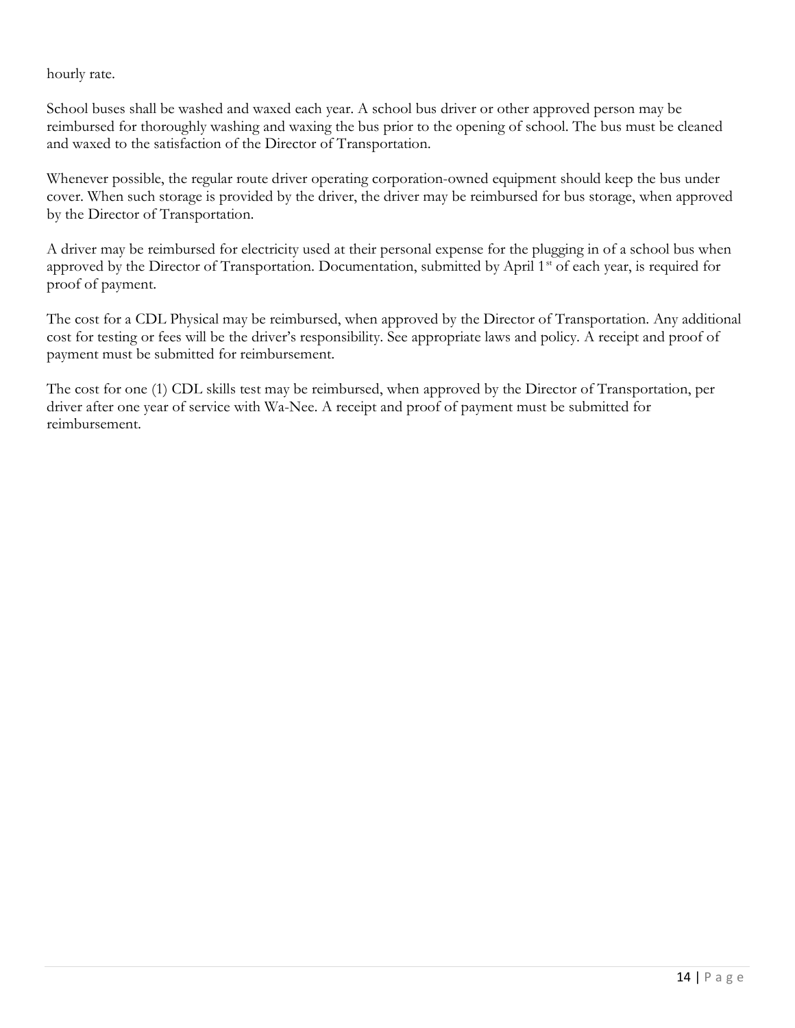hourly rate.

School buses shall be washed and waxed each year. A school bus driver or other approved person may be reimbursed for thoroughly washing and waxing the bus prior to the opening of school. The bus must be cleaned and waxed to the satisfaction of the Director of Transportation.

Whenever possible, the regular route driver operating corporation-owned equipment should keep the bus under cover. When such storage is provided by the driver, the driver may be reimbursed for bus storage, when approved by the Director of Transportation.

A driver may be reimbursed for electricity used at their personal expense for the plugging in of a school bus when approved by the Director of Transportation. Documentation, submitted by April 1st of each year, is required for proof of payment.

The cost for a CDL Physical may be reimbursed, when approved by the Director of Transportation. Any additional cost for testing or fees will be the driver's responsibility. See appropriate laws and policy. A receipt and proof of payment must be submitted for reimbursement.

The cost for one (1) CDL skills test may be reimbursed, when approved by the Director of Transportation, per driver after one year of service with Wa-Nee. A receipt and proof of payment must be submitted for reimbursement.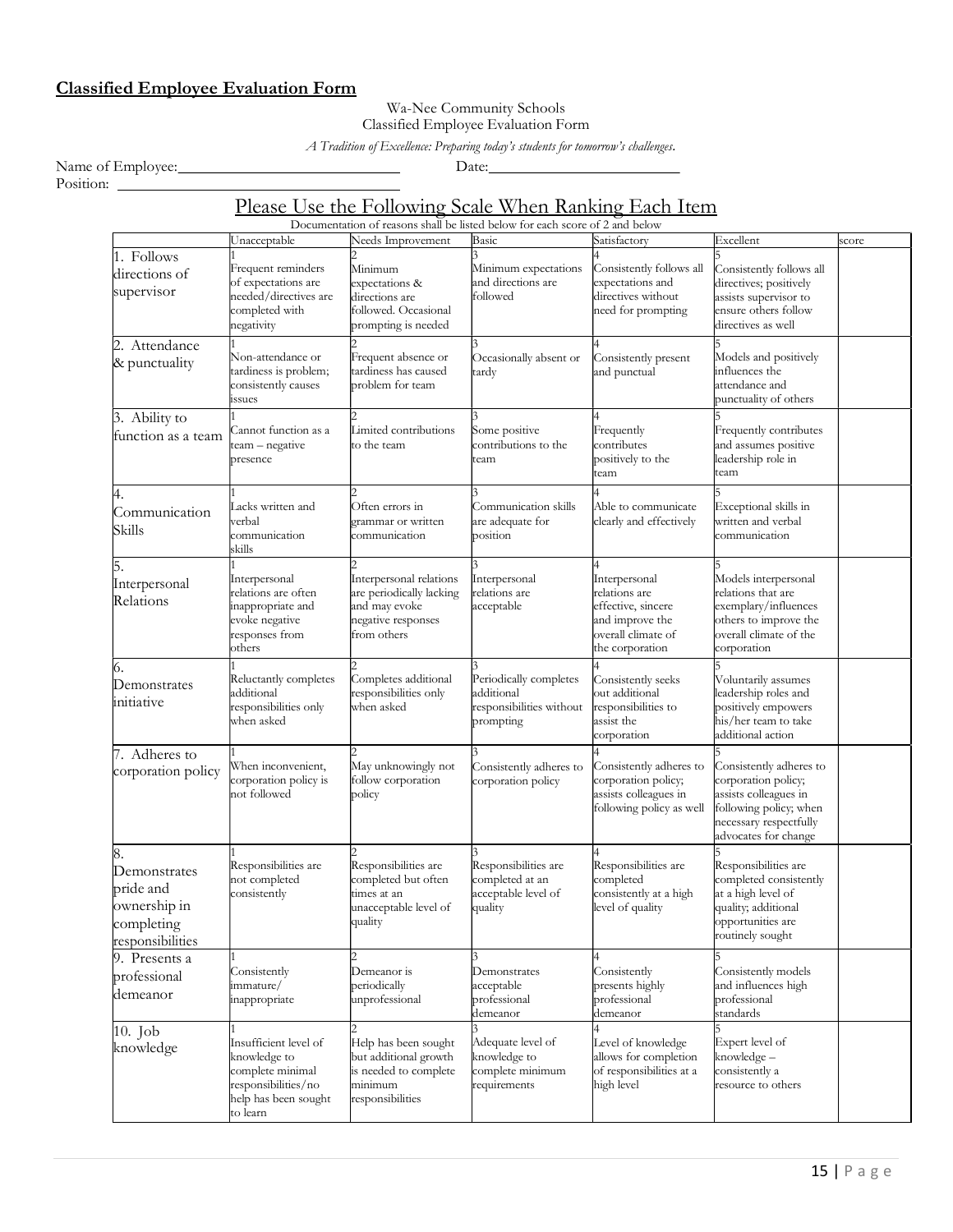**Classified Employee Evaluation Form**

Wa-Nee Community Schools
Classified Employee Evaluation Form

*A Tradition of Excellence: Preparing today's students for tomorrow's challenges.*

Name of Employee:\_\_\_\_\_\_\_\_\_\_\_\_\_\_\_\_\_\_\_\_\_\_\_\_\_\_\_\_ Date:\_\_\_\_\_\_\_\_\_\_\_\_\_\_\_\_\_\_\_\_\_\_\_\_

Position: \_\_\_\_\_\_\_\_\_\_\_\_\_\_\_\_\_\_\_\_\_\_\_\_\_\_\_\_\_\_\_\_\_\_

## Please Use the Following Scale When Ranking Each Item

Documentation of reasons shall be listed below for each score of 2 and below

| | Unacceptable | Needs Improvement | Basic | Satisfactory | Excellent | score |
|---|---|---|---|---|---|---|
| 1. Follows directions of supervisor | 1 Frequent reminders of expectations are needed/directives are completed with negativity | 2 Minimum expectations & directions are followed. Occasional prompting is needed | 3 Minimum expectations and directions are followed | 4 Consistently follows all expectations and directives without need for prompting | 5 Consistently follows all directives; positively assists supervisor to ensure others follow directives as well | |
| 2. Attendance & punctuality | 1 Non-attendance or tardiness is problem; consistently causes issues | 2 Frequent absence or tardiness has caused problem for team | 3 Occasionally absent or tardy | 4 Consistently present and punctual | 5 Models and positively influences the attendance and punctuality of others | |
| 3. Ability to function as a team | 1 Cannot function as a team – negative presence | 2 Limited contributions to the team | 3 Some positive contributions to the team | 4 Frequently contributes positively to the team | 5 Frequently contributes and assumes positive leadership role in team | |
| 4. Communication Skills | 1 Lacks written and verbal communication skills | 2 Often errors in grammar or written communication | 3 Communication skills are adequate for position | 4 Able to communicate clearly and effectively | 5 Exceptional skills in written and verbal communication | |
| 5. Interpersonal Relations | 1 Interpersonal relations are often inappropriate and evoke negative responses from others | 2 Interpersonal relations are periodically lacking and may evoke negative responses from others | 3 Interpersonal relations are acceptable | 4 Interpersonal relations are effective, sincere and improve the overall climate of the corporation | 5 Models interpersonal relations that are exemplary/influences others to improve the overall climate of the corporation | |
| 6. Demonstrates initiative | 1 Reluctantly completes additional responsibilities only when asked | 2 Completes additional responsibilities only when asked | 3 Periodically completes additional responsibilities without prompting | 4 Consistently seeks out additional responsibilities to assist the corporation | 5 Voluntarily assumes leadership roles and positively empowers his/her team to take additional action | |
| 7. Adheres to corporation policy | 1 When inconvenient, corporation policy is not followed | 2 May unknowingly not follow corporation policy | 3 Consistently adheres to corporation policy | 4 Consistently adheres to corporation policy; assists colleagues in following policy as well | 5 Consistently adheres to corporation policy; assists colleagues in following policy; when necessary respectfully advocates for change | |
| 8. Demonstrates pride and ownership in completing responsibilities | 1 Responsibilities are not completed consistently | 2 Responsibilities are completed but often times at an unacceptable level of quality | 3 Responsibilities are completed at an acceptable level of quality | 4 Responsibilities are completed consistently at a high level of quality | 5 Responsibilities are completed consistently at a high level of quality; additional opportunities are routinely sought | |
| 9. Presents a professional demeanor | 1 Consistently immature/ inappropriate | 2 Demeanor is periodically unprofessional | 3 Demonstrates acceptable professional demeanor | 4 Consistently presents highly professional demeanor | 5 Consistently models and influences high professional standards | |
| 10. Job knowledge | 1 Insufficient level of knowledge to complete minimal responsibilities/no help has been sought to learn | 2 Help has been sought but additional growth is needed to complete minimum responsibilities | 3 Adequate level of knowledge to complete minimum requirements | 4 Level of knowledge allows for completion of responsibilities at a high level | 5 Expert level of knowledge – consistently a resource to others | |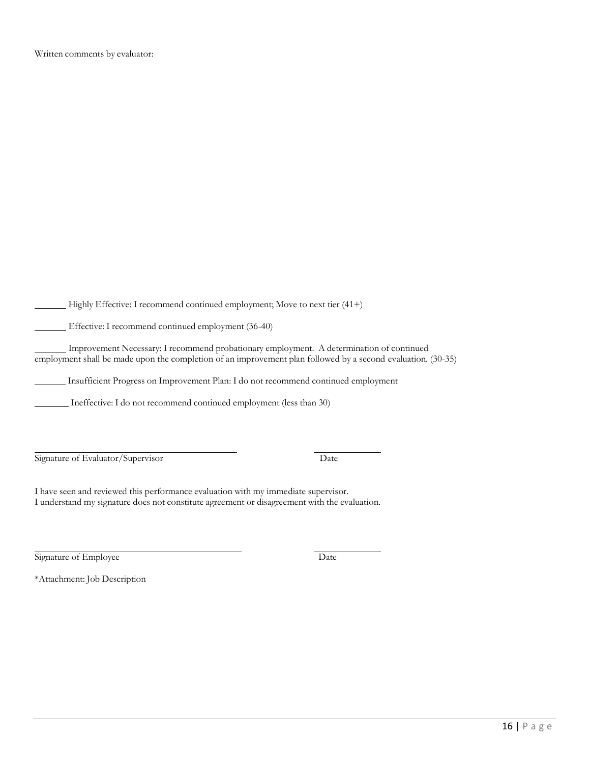Written comments by evaluator:

_______ Highly Effective: I recommend continued employment; Move to next tier (41+)

_______ Effective: I recommend continued employment (36-40)

_______ Improvement Necessary: I recommend probationary employment. A determination of continued employment shall be made upon the completion of an improvement plan followed by a second evaluation. (30-35)

_______ Insufficient Progress on Improvement Plan: I do not recommend continued employment

_______ Ineffective: I do not recommend continued employment (less than 30)

_______________________________________ _______________

Signature of Evaluator/Supervisor Date

I have seen and reviewed this performance evaluation with my immediate supervisor.
I understand my signature does not constitute agreement or disagreement with the evaluation.

_______________________________________ _______________

Signature of Employee Date

*Attachment: Job Description